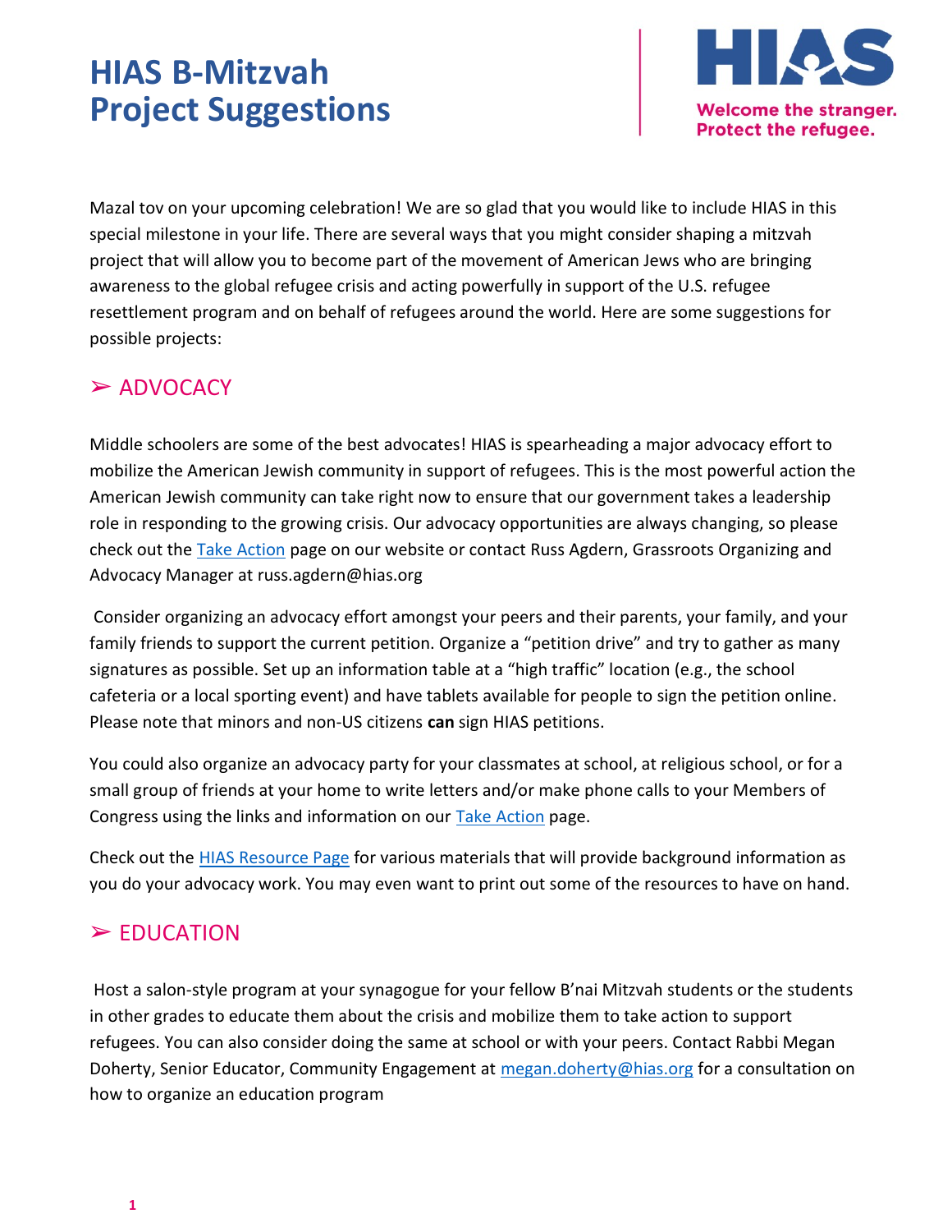# HIAS B-Mitzvah Project Suggestions

**HIAS**

Welcome the stranger.
Protect the refugee.

Mazal tov on your upcoming celebration! We are so glad that you would like to include HIAS in this special milestone in your life. There are several ways that you might consider shaping a mitzvah project that will allow you to become part of the movement of American Jews who are bringing awareness to the global refugee crisis and acting powerfully in support of the U.S. refugee resettlement program and on behalf of refugees around the world. Here are some suggestions for possible projects:

## ➢ ADVOCACY

Middle schoolers are some of the best advocates! HIAS is spearheading a major advocacy effort to mobilize the American Jewish community in support of refugees. This is the most powerful action the American Jewish community can take right now to ensure that our government takes a leadership role in responding to the growing crisis. Our advocacy opportunities are always changing, so please check out the Take Action page on our website or contact Russ Agdern, Grassroots Organizing and Advocacy Manager at russ.agdern@hias.org

Consider organizing an advocacy effort amongst your peers and their parents, your family, and your family friends to support the current petition. Organize a "petition drive" and try to gather as many signatures as possible. Set up an information table at a "high traffic" location (e.g., the school cafeteria or a local sporting event) and have tablets available for people to sign the petition online. Please note that minors and non-US citizens **can** sign HIAS petitions.

You could also organize an advocacy party for your classmates at school, at religious school, or for a small group of friends at your home to write letters and/or make phone calls to your Members of Congress using the links and information on our Take Action page.

Check out the HIAS Resource Page for various materials that will provide background information as you do your advocacy work. You may even want to print out some of the resources to have on hand.

## ➢ EDUCATION

Host a salon-style program at your synagogue for your fellow B'nai Mitzvah students or the students in other grades to educate them about the crisis and mobilize them to take action to support refugees. You can also consider doing the same at school or with your peers. Contact Rabbi Megan Doherty, Senior Educator, Community Engagement at megan.doherty@hias.org for a consultation on how to organize an education program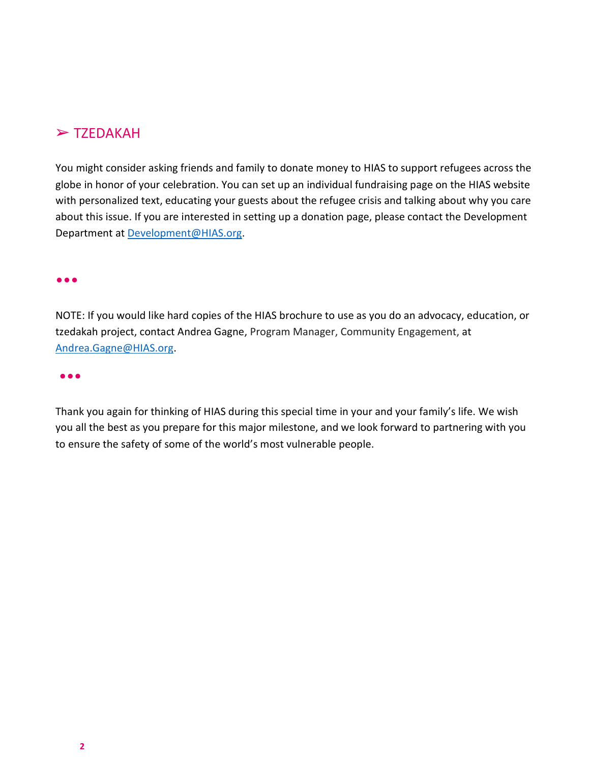## ➢ TZEDAKAH

You might consider asking friends and family to donate money to HIAS to support refugees across the globe in honor of your celebration. You can set up an individual fundraising page on the HIAS website with personalized text, educating your guests about the refugee crisis and talking about why you care about this issue. If you are interested in setting up a donation page, please contact the Development Department at Development@HIAS.org.

•••

NOTE: If you would like hard copies of the HIAS brochure to use as you do an advocacy, education, or tzedakah project, contact Andrea Gagne, Program Manager, Community Engagement, at Andrea.Gagne@HIAS.org.

•••

Thank you again for thinking of HIAS during this special time in your and your family's life. We wish you all the best as you prepare for this major milestone, and we look forward to partnering with you to ensure the safety of some of the world's most vulnerable people.